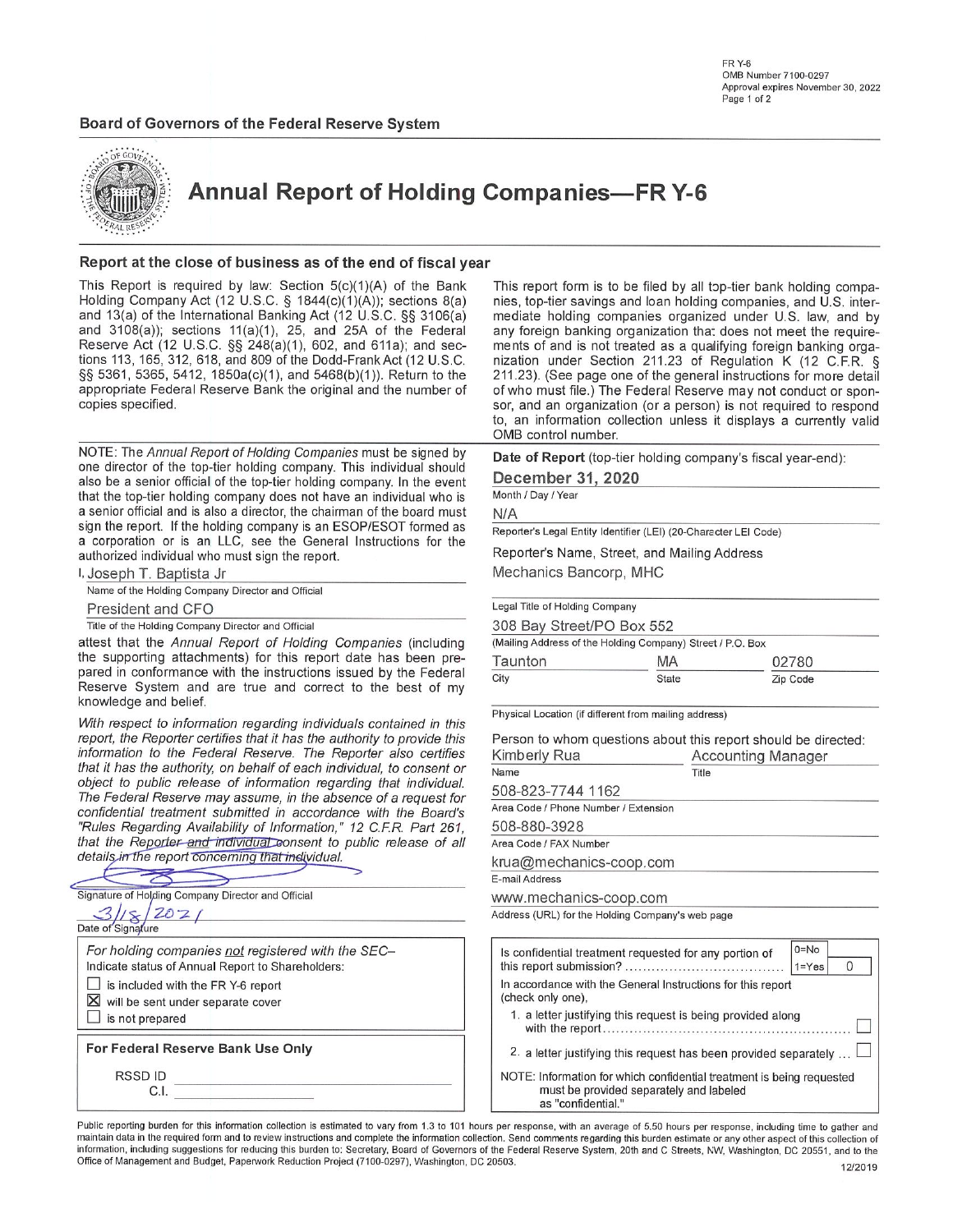FR Y-6
OMB Number 7100-0297
Approval expires November 30, 2022

**Board of Governors of the Federal Reserve System**

# Annual Report of Holding Companies—FR Y-6

### Report at the close of business as of the end of fiscal year

This Report is required by law: Section 5(c)(1)(A) of the Bank Holding Company Act (12 U.S.C. § 1844(c)(1)(A)); sections 8(a) and 13(a) of the International Banking Act (12 U.S.C. §§ 3106(a) and 3108(a)); sections 11(a)(1), 25, and 25A of the Federal Reserve Act (12 U.S.C. §§ 248(a)(1), 602, and 611a); and sections 113, 165, 312, 618, and 809 of the Dodd-Frank Act (12 U.S.C. §§ 5361, 5365, 5412, 1850a(c)(1), and 5468(b)(1)). Return to the appropriate Federal Reserve Bank the original and the number of copies specified.

This report form is to be filed by all top-tier bank holding companies, top-tier savings and loan holding companies, and U.S. intermediate holding companies organized under U.S. law, and by any foreign banking organization that does not meet the requirements of and is not treated as a qualifying foreign banking organization under Section 211.23 of Regulation K (12 C.F.R. § 211.23). (See page one of the general instructions for more detail of who must file.) The Federal Reserve may not conduct or sponsor, and an organization (or a person) is not required to respond to, an information collection unless it displays a currently valid OMB control number.

NOTE: The *Annual Report of Holding Companies* must be signed by one director of the top-tier holding company. This individual should also be a senior official of the top-tier holding company. In the event that the top-tier holding company does not have an individual who is a senior official and is also a director, the chairman of the board must sign the report. If the holding company is an ESOP/ESOT formed as a corporation or is an LLC, see the General Instructions for the authorized individual who must sign the report.

I, Joseph T. Baptista Jr
Name of the Holding Company Director and Official

President and CFO
Title of the Holding Company Director and Official

attest that the *Annual Report of Holding Companies* (including the supporting attachments) for this report date has been prepared in conformance with the instructions issued by the Federal Reserve System and are true and correct to the best of my knowledge and belief.

*With respect to information regarding individuals contained in this report, the Reporter certifies that it has the authority to provide this information to the Federal Reserve. The Reporter also certifies that it has the authority, on behalf of each individual, to consent or object to public release of information regarding that individual. The Federal Reserve may assume, in the absence of a request for confidential treatment submitted in accordance with the Board's "Rules Regarding Availability of Information," 12 C.F.R. Part 261, that the Reporter and individual consent to public release of all details in the report concerning that individual.*

[Signature]
Signature of Holding Company Director and Official

3/18/2021
Date of Signature

*For holding companies not registered with the SEC–*
Indicate status of Annual Report to Shareholders:

- ☐ is included with the FR Y-6 report
- ☒ will be sent under separate cover
- ☐ is not prepared

**For Federal Reserve Bank Use Only**

RSSD ID
C.I.

**Date of Report** (top-tier holding company's fiscal year-end):

December 31, 2020
Month / Day / Year

N/A
Reporter's Legal Entity Identifier (LEI) (20-Character LEI Code)

Reporter's Name, Street, and Mailing Address

Mechanics Bancorp, MHC
Legal Title of Holding Company

308 Bay Street/PO Box 552
(Mailing Address of the Holding Company) Street / P.O. Box

| Taunton | MA | 02780 |
|---|---|---|
| City | State | Zip Code |

Physical Location (if different from mailing address)

Person to whom questions about this report should be directed:

| Kimberly Rua | Accounting Manager |
|---|---|
| Name | Title |

508-823-7744 1162
Area Code / Phone Number / Extension

508-880-3928
Area Code / FAX Number

krua@mechanics-coop.com
E-mail Address

www.mechanics-coop.com
Address (URL) for the Holding Company's web page

Is confidential treatment requested for any portion of this report submission? (0=No, 1=Yes): 0

In accordance with the General Instructions for this report (check only one),

1. a letter justifying this request is being provided along with the report ☐
2. a letter justifying this request has been provided separately ... ☐

NOTE: Information for which confidential treatment is being requested must be provided separately and labeled as "confidential."

Public reporting burden for this information collection is estimated to vary from 1.3 to 101 hours per response, with an average of 5.50 hours per response, including time to gather and maintain data in the required form and to review instructions and complete the information collection. Send comments regarding this burden estimate or any other aspect of this collection of information, including suggestions for reducing this burden to: Secretary, Board of Governors of the Federal Reserve System, 20th and C Streets, NW, Washington, DC 20551, and to the Office of Management and Budget, Paperwork Reduction Project (7100-0297), Washington, DC 20503.

12/2019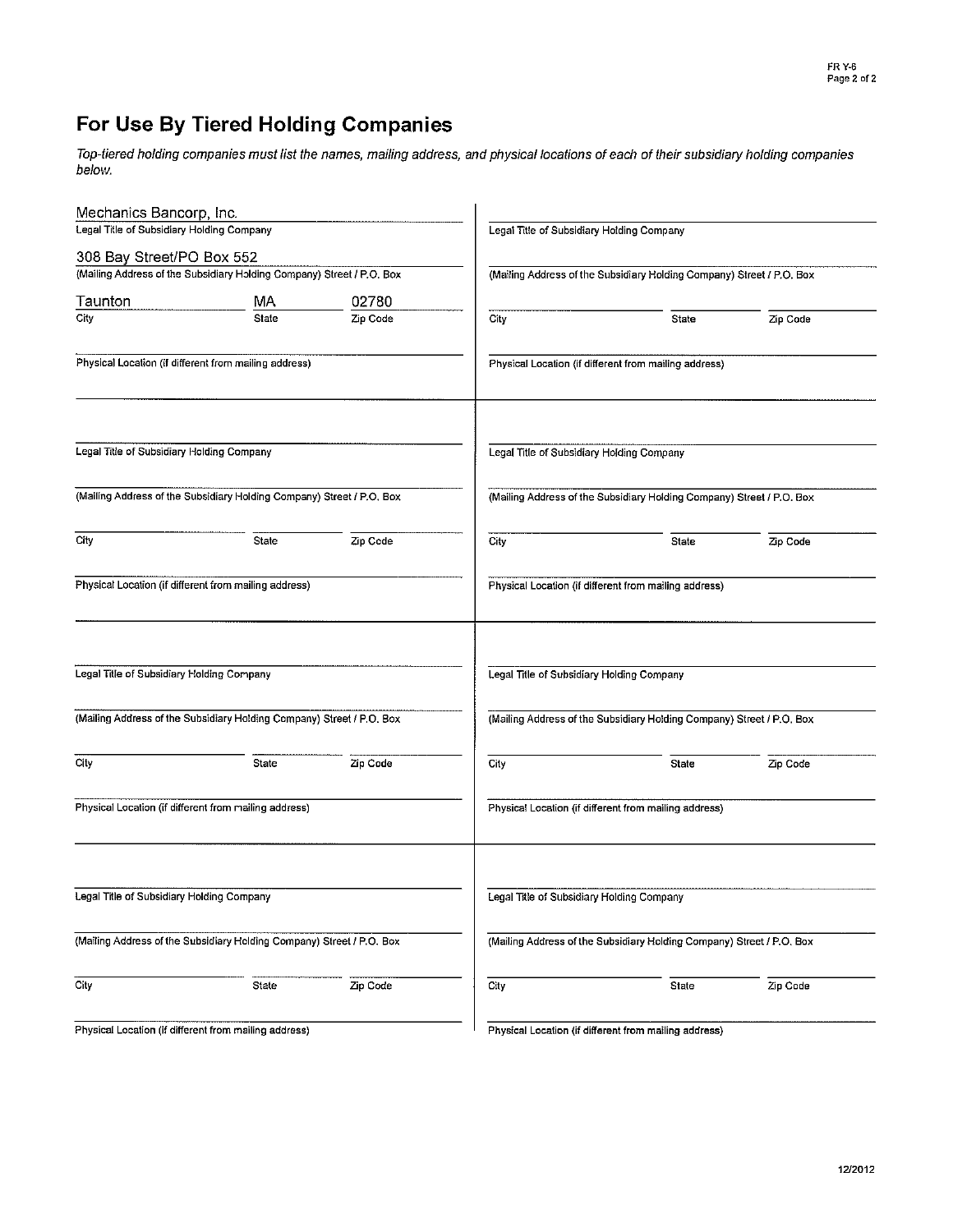## For Use By Tiered Holding Companies

*Top-tiered holding companies must list the names, mailing address, and physical locations of each of their subsidiary holding companies below.*

Mechanics Bancorp, Inc.
Legal Title of Subsidiary Holding Company

308 Bay Street/PO Box 552
(Mailing Address of the Subsidiary Holding Company) Street / P.O. Box

| City | State | Zip Code |
|---|---|---|
| Taunton | MA | 02780 |

Physical Location (if different from mailing address)

---

Legal Title of Subsidiary Holding Company

(Mailing Address of the Subsidiary Holding Company) Street / P.O. Box

City State Zip Code

Physical Location (if different from mailing address)

---

Legal Title of Subsidiary Holding Company

(Mailing Address of the Subsidiary Holding Company) Street / P.O. Box

City State Zip Code

Physical Location (if different from mailing address)

---

Legal Title of Subsidiary Holding Company

(Mailing Address of the Subsidiary Holding Company) Street / P.O. Box

City State Zip Code

Physical Location (if different from mailing address)

---

Legal Title of Subsidiary Holding Company

(Mailing Address of the Subsidiary Holding Company) Street / P.O. Box

City State Zip Code

Physical Location (if different from mailing address)

---

Legal Title of Subsidiary Holding Company

(Mailing Address of the Subsidiary Holding Company) Street / P.O. Box

City State Zip Code

Physical Location (if different from mailing address)

---

Legal Title of Subsidiary Holding Company

(Mailing Address of the Subsidiary Holding Company) Street / P.O. Box

City State Zip Code

Physical Location (if different from mailing address)

---

Legal Title of Subsidiary Holding Company

(Mailing Address of the Subsidiary Holding Company) Street / P.O. Box

City State Zip Code

Physical Location (if different from mailing address)

12/2012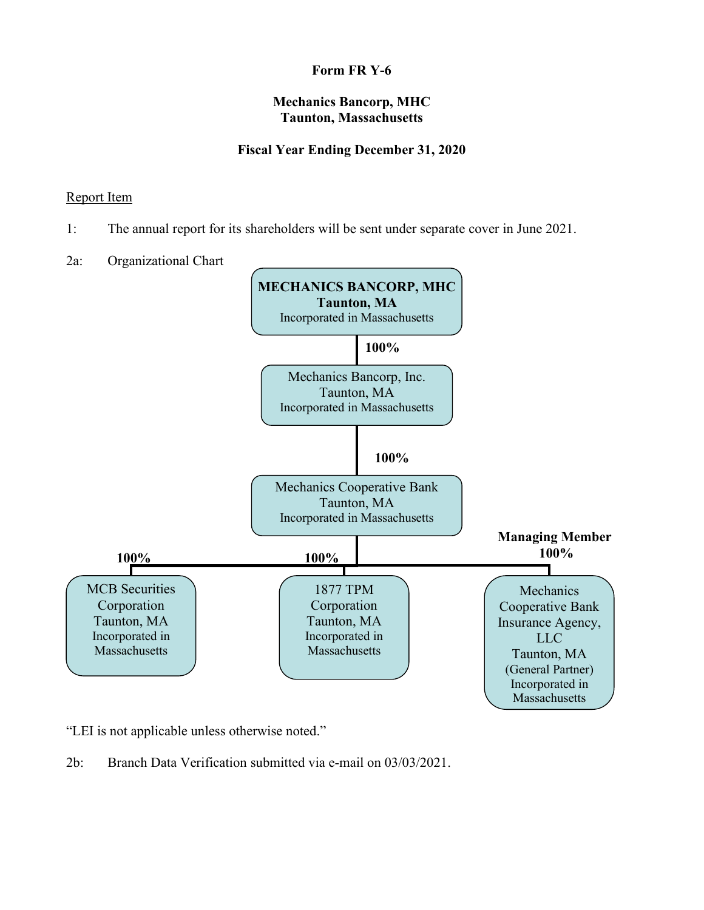**Form FR Y-6**

**Mechanics Bancorp, MHC**
**Taunton, Massachusetts**

**Fiscal Year Ending December 31, 2020**

Report Item

1: The annual report for its shareholders will be sent under separate cover in June 2021.

2a: Organizational Chart

**MECHANICS BANCORP, MHC**
**Taunton, MA**
Incorporated in Massachusetts

**100%**

Mechanics Bancorp, Inc.
Taunton, MA
Incorporated in Massachusetts

**100%**

Mechanics Cooperative Bank
Taunton, MA
Incorporated in Massachusetts

**100%**

MCB Securities Corporation
Taunton, MA
Incorporated in Massachusetts

**100%**

1877 TPM Corporation
Taunton, MA
Incorporated in Massachusetts

**Managing Member 100%**

Mechanics Cooperative Bank Insurance Agency, LLC
Taunton, MA
(General Partner)
Incorporated in Massachusetts

"LEI is not applicable unless otherwise noted."

2b: Branch Data Verification submitted via e-mail on 03/03/2021.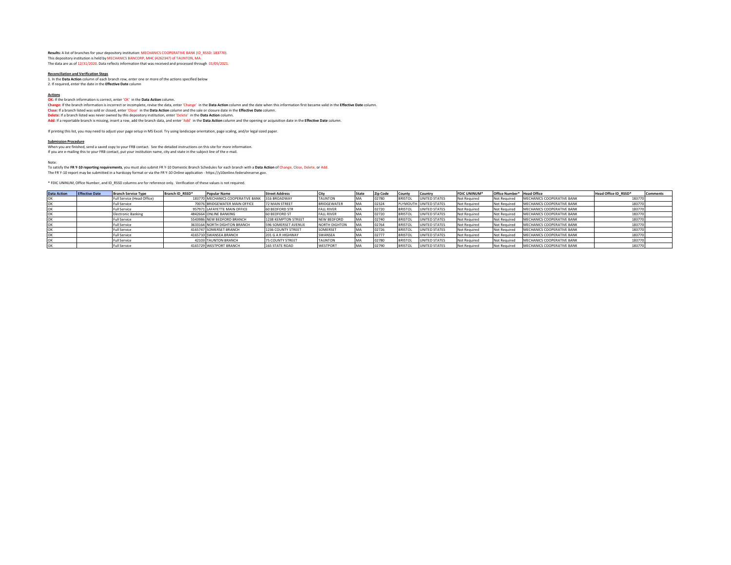**Results:** A list of branches for your depository institution: MECHANICS COOPERATIVE BANK (ID_RSSD: 183770).
This depository institution is held by MECHANICS BANCORP, MHC (4262347) of TAUNTON, MA.
The data are as of 12/31/2020. Data reflects information that was received and processed through 01/05/2021.

**Reconciliation and Verification Steps**

1. In the **Data Action** column of each branch row, enter one or more of the actions specified below
2. If required, enter the date in the **Effective Date** column

**Actions**

**OK:** If the branch information is correct, enter 'OK' in the **Data Action** column.
**Change:** If the branch information is incorrect or incomplete, revise the data, enter 'Change' in the **Data Action** column and the date when this information first became valid in the **Effective Date** column.
**Close:** If a branch listed was sold or closed, enter 'Close' in the **Data Action** column and the sale or closure date in the **Effective Date** column.
**Delete:** If a branch listed was never owned by this depository institution, enter 'Delete' in the **Data Action** column.
**Add:** If a reportable branch is missing, insert a row, add the branch data, and enter 'Add' in the **Data Action** column and the opening or acquisition date in the **Effective Date** column.

If printing this list, you may need to adjust your page setup in MS Excel. Try using landscape orientation, page scaling, and/or legal sized paper.

**Submission Procedure**

When you are finished, send a saved copy to your FRB contact. See the detailed instructions on this site for more information.
If you are e-mailing this to your FRB contact, put your institution name, city and state in the subject line of the e-mail.

Note:
To satisfy the **FR Y-10 reporting requirements**, you must also submit FR Y-10 Domestic Branch Schedules for each branch with a **Data Action** of Change, Close, Delete, or Add.
The FR Y-10 report may be submitted in a hardcopy format or via the FR Y-10 Online application - https://y10online.federalreserve.gov.

* FDIC UNINUM, Office Number, and ID_RSSD columns are for reference only. Verification of these values is not required.

| Data Action | Effective Date | Branch Service Type | Branch ID_RSSD* | Popular Name | Street Address | City | State | Zip Code | County | Country | FDIC UNINUM* | Office Number* | Head Office | Head Office ID_RSSD* | Comments |
|---|---|---|---|---|---|---|---|---|---|---|---|---|---|---|---|
| OK | | Full Service (Head Office) | 183770 | MECHANICS COOPERATIVE BANK | 316 BROADWAY | TAUNTON | MA | 02780 | BRISTOL | UNITED STATES | Not Required | Not Required | MECHANICS COOPERATIVE BANK | 183770 | |
| OK | | Full Service | 70076 | BRIDGEWATER MAIN OFFICE | 72 MAIN STREET | BRIDGEWATER | MA | 02324 | PLYMOUTH | UNITED STATES | Not Required | Not Required | MECHANICS COOPERATIVE BANK | 183770 | |
| OK | | Full Service | 957971 | LAFAYETTE MAIN OFFICE | 60 BEDFORD STR | FALL RIVER | MA | 02720 | BRISTOL | UNITED STATES | Not Required | Not Required | MECHANICS COOPERATIVE BANK | 183770 | |
| OK | | Electronic Banking | 4842664 | ONLINE BANKING | 60 BEDFORD ST | FALL RIVER | MA | 02720 | BRISTOL | UNITED STATES | Not Required | Not Required | MECHANICS COOPERATIVE BANK | 183770 | |
| OK | | Full Service | 5543986 | NEW BEDFORD BRANCH | 1238 KEMPTON STREET | NEW BEDFORD | MA | 02740 | BRISTOL | UNITED STATES | Not Required | Not Required | MECHANICS COOPERATIVE BANK | 183770 | |
| OK | | Full Service | 3633164 | NORTH DIGHTON BRANCH | 596 SOMERSET AVENUE | NORTH DIGHTON | MA | 02764 | BRISTOL | UNITED STATES | Not Required | Not Required | MECHANICS COOPERATIVE BANK | 183770 | |
| OK | | Full Service | 4165747 | SOMERSET BRANCH | 1236 COUNTY STREET | SOMERSET | MA | 02726 | BRISTOL | UNITED STATES | Not Required | Not Required | MECHANICS COOPERATIVE BANK | 183770 | |
| OK | | Full Service | 4165710 | SWANSEA BRANCH | 201 G A R HIGHWAY | SWANSEA | MA | 02777 | BRISTOL | UNITED STATES | Not Required | Not Required | MECHANICS COOPERATIVE BANK | 183770 | |
| OK | | Full Service | 42103 | TAUNTON BRANCH | 75 COUNTY STREET | TAUNTON | MA | 02780 | BRISTOL | UNITED STATES | Not Required | Not Required | MECHANICS COOPERATIVE BANK | 183770 | |
| OK | | Full Service | 4165729 | WESTPORT BRANCH | 165 STATE ROAD | WESTPORT | MA | 02790 | BRISTOL | UNITED STATES | Not Required | Not Required | MECHANICS COOPERATIVE BANK | 183770 | |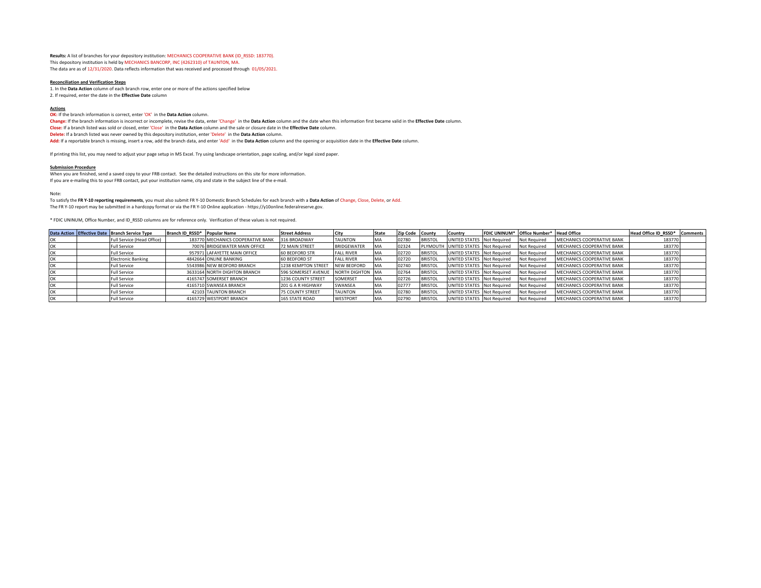**Results:** A list of branches for your depository institution: MECHANICS COOPERATIVE BANK (ID_RSSD: 183770).
This depository institution is held by MECHANICS BANCORP, INC (4262310) of TAUNTON, MA.
The data are as of 12/31/2020. Data reflects information that was received and processed through 01/05/2021.

**Reconciliation and Verification Steps**

1. In the **Data Action** column of each branch row, enter one or more of the actions specified below
2. If required, enter the date in the **Effective Date** column

**Actions**

**OK:** If the branch information is correct, enter 'OK' in the **Data Action** column.
**Change:** If the branch information is incorrect or incomplete, revise the data, enter 'Change' in the **Data Action** column and the date when this information first became valid in the **Effective Date** column.
**Close:** If a branch listed was sold or closed, enter 'Close' in the **Data Action** column and the sale or closure date in the **Effective Date** column.
**Delete:** If a branch listed was never owned by this depository institution, enter 'Delete' in the **Data Action** column.
**Add:** If a reportable branch is missing, insert a row, add the branch data, and enter 'Add' in the **Data Action** column and the opening or acquisition date in the **Effective Date** column.

If printing this list, you may need to adjust your page setup in MS Excel. Try using landscape orientation, page scaling, and/or legal sized paper.

**Submission Procedure**

When you are finished, send a saved copy to your FRB contact. See the detailed instructions on this site for more information.
If you are e-mailing this to your FRB contact, put your institution name, city and state in the subject line of the e-mail.

Note:
To satisfy the **FR Y-10 reporting requirements**, you must also submit FR Y-10 Domestic Branch Schedules for each branch with a **Data Action** of Change, Close, Delete, or Add.
The FR Y-10 report may be submitted in a hardcopy format or via the FR Y-10 Online application - https://y10online.federalreserve.gov.

* FDIC UNINUM, Office Number, and ID_RSSD columns are for reference only. Verification of these values is not required.

| Data Action | Effective Date | Branch Service Type | Branch ID_RSSD* | Popular Name | Street Address | City | State | Zip Code | County | Country | FDIC UNINUM* | Office Number* | Head Office | Head Office ID_RSSD* | Comments |
|---|---|---|---|---|---|---|---|---|---|---|---|---|---|---|---|
| OK | | Full Service (Head Office) | 183770 | MECHANICS COOPERATIVE BANK | 316 BROADWAY | TAUNTON | MA | 02780 | BRISTOL | UNITED STATES | Not Required | Not Required | MECHANICS COOPERATIVE BANK | 183770 | |
| OK | | Full Service | 70076 | BRIDGEWATER MAIN OFFICE | 72 MAIN STREET | BRIDGEWATER | MA | 02324 | PLYMOUTH | UNITED STATES | Not Required | Not Required | MECHANICS COOPERATIVE BANK | 183770 | |
| OK | | Full Service | 957971 | LAFAYETTE MAIN OFFICE | 60 BEDFORD STR | FALL RIVER | MA | 02720 | BRISTOL | UNITED STATES | Not Required | Not Required | MECHANICS COOPERATIVE BANK | 183770 | |
| OK | | Electronic Banking | 4842664 | ONLINE BANKING | 60 BEDFORD ST | FALL RIVER | MA | 02720 | BRISTOL | UNITED STATES | Not Required | Not Required | MECHANICS COOPERATIVE BANK | 183770 | |
| OK | | Full Service | 5543986 | NEW BEDFORD BRANCH | 1238 KEMPTON STREET | NEW BEDFORD | MA | 02740 | BRISTOL | UNITED STATES | Not Required | Not Required | MECHANICS COOPERATIVE BANK | 183770 | |
| OK | | Full Service | 3633164 | NORTH DIGHTON BRANCH | 596 SOMERSET AVENUE | NORTH DIGHTON | MA | 02764 | BRISTOL | UNITED STATES | Not Required | Not Required | MECHANICS COOPERATIVE BANK | 183770 | |
| OK | | Full Service | 4165747 | SOMERSET BRANCH | 1236 COUNTY STREET | SOMERSET | MA | 02726 | BRISTOL | UNITED STATES | Not Required | Not Required | MECHANICS COOPERATIVE BANK | 183770 | |
| OK | | Full Service | 4165710 | SWANSEA BRANCH | 201 G A R HIGHWAY | SWANSEA | MA | 02777 | BRISTOL | UNITED STATES | Not Required | Not Required | MECHANICS COOPERATIVE BANK | 183770 | |
| OK | | Full Service | 42103 | TAUNTON BRANCH | 75 COUNTY STREET | TAUNTON | MA | 02780 | BRISTOL | UNITED STATES | Not Required | Not Required | MECHANICS COOPERATIVE BANK | 183770 | |
| OK | | Full Service | 4165729 | WESTPORT BRANCH | 165 STATE ROAD | WESTPORT | MA | 02790 | BRISTOL | UNITED STATES | Not Required | Not Required | MECHANICS COOPERATIVE BANK | 183770 | |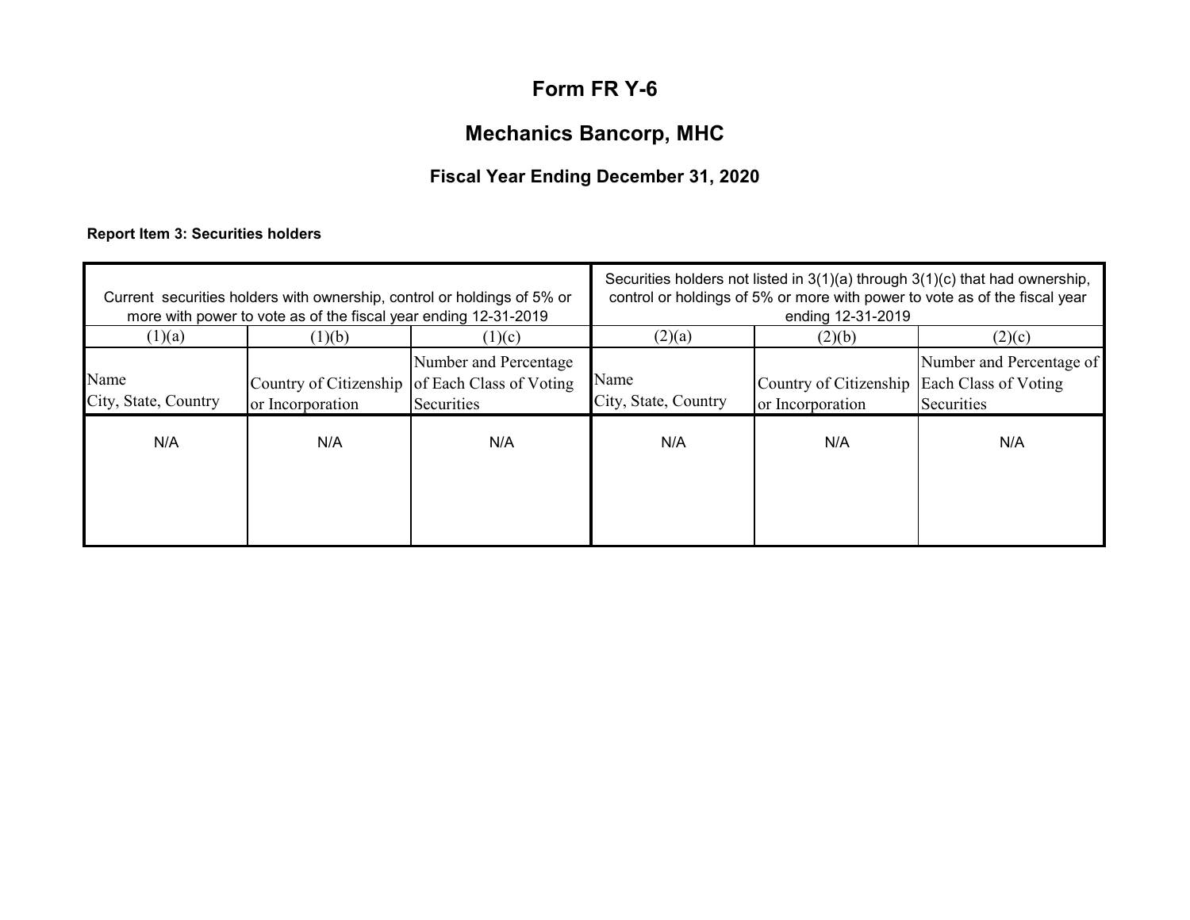# Form FR Y-6

## Mechanics Bancorp, MHC

### Fiscal Year Ending December 31, 2020

**Report Item 3: Securities holders**

| Current securities holders with ownership, control or holdings of 5% or more with power to vote as of the fiscal year ending 12-31-2019 | | | Securities holders not listed in 3(1)(a) through 3(1)(c) that had ownership, control or holdings of 5% or more with power to vote as of the fiscal year ending 12-31-2019 | | |
|---|---|---|---|---|---|
| (1)(a) | (1)(b) | (1)(c) | (2)(a) | (2)(b) | (2)(c) |
| Name<br>City, State, Country | Country of Citizenship or Incorporation | Number and Percentage of Each Class of Voting Securities | Name<br>City, State, Country | Country of Citizenship or Incorporation | Number and Percentage of Each Class of Voting Securities |
| N/A | N/A | N/A | N/A | N/A | N/A |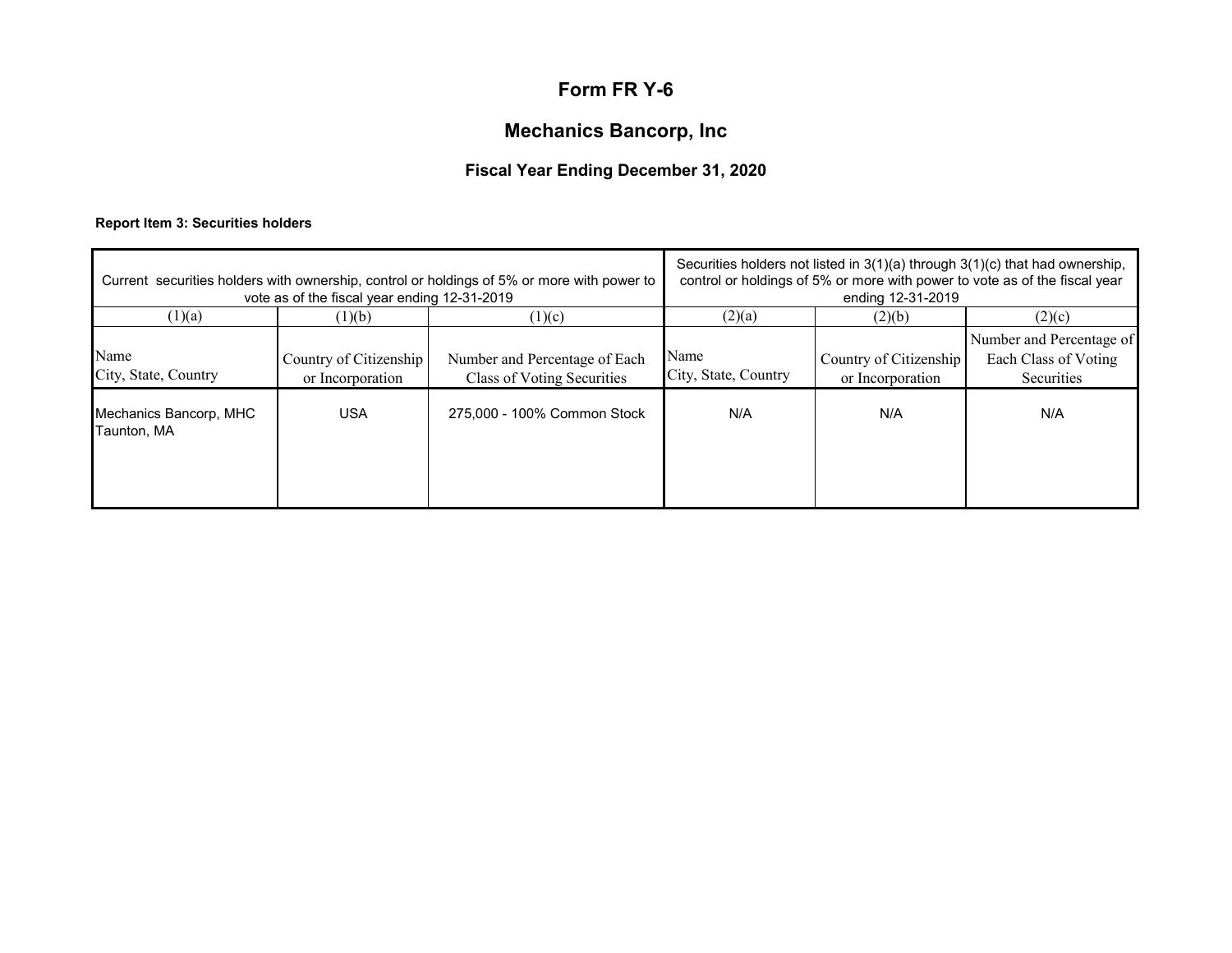# Form FR Y-6

## Mechanics Bancorp, Inc

### Fiscal Year Ending December 31, 2020

**Report Item 3: Securities holders**

| Current securities holders with ownership, control or holdings of 5% or more with power to vote as of the fiscal year ending 12-31-2019 | | | Securities holders not listed in 3(1)(a) through 3(1)(c) that had ownership, control or holdings of 5% or more with power to vote as of the fiscal year ending 12-31-2019 | | |
|---|---|---|---|---|---|
| (1)(a) | (1)(b) | (1)(c) | (2)(a) | (2)(b) | (2)(c) |
| Name<br>City, State, Country | Country of Citizenship or Incorporation | Number and Percentage of Each Class of Voting Securities | Name<br>City, State, Country | Country of Citizenship or Incorporation | Number and Percentage of Each Class of Voting Securities |
| Mechanics Bancorp, MHC<br>Taunton, MA | USA | 275,000 - 100% Common Stock | N/A | N/A | N/A |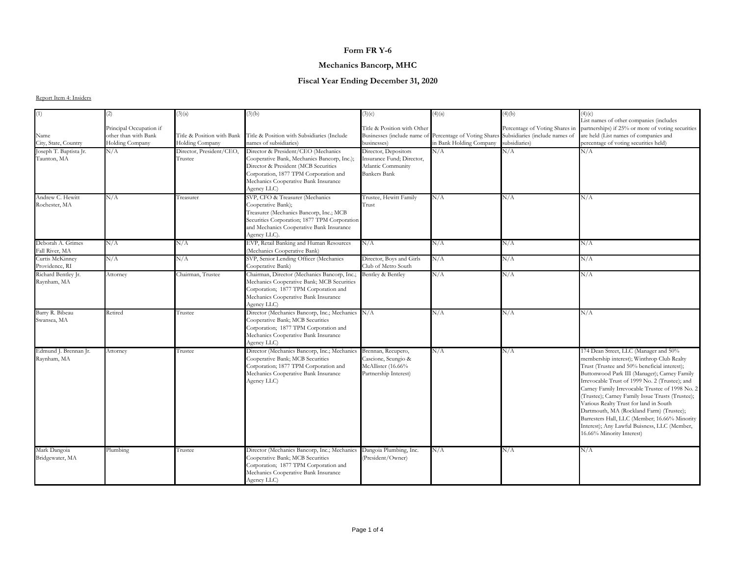**Form FR Y-6**

**Mechanics Bancorp, MHC**

**Fiscal Year Ending December 31, 2020**

Report Item 4: Insiders

| (1)<br>Name<br>City, State, Country | (2)<br>Principal Occupation if other than with Bank Holding Company | (3)(a)<br>Title & Position with Bank Holding Company | (3)(b)<br>Title & Position with Subsidiaries (Include names of subsidiaries) | (3)(c)<br>Title & Position with Other Businesses (include name of businesses) | (4)(a)<br>Percentage of Voting Shares in Bank Holding Company | (4)(b)<br>Percentage of Voting Shares in Subsidiaries (include names of subsidiaries) | (4)(c)<br>List names of other companies (includes partnerships) if 25% or more of voting securities are held (List names of companies and percentage of voting securities held) |
|---|---|---|---|---|---|---|---|
| Joseph T. Baptista Jr.<br>Taunton, MA | N/A | Director, President/CEO, Trustee | Director & President/CEO (Mechanics Cooperative Bank, Mechanics Bancorp, Inc.); Director & President (MCB Securities Corporation, 1877 TPM Corporation and Mechanics Cooperative Bank Insurance Agency LLC) | Director, Depositors Insurance Fund; Director, Atlantic Community Bankers Bank | N/A | N/A | N/A |
| Andrew C. Hewitt<br>Rochester, MA | N/A | Treasurer | SVP, CFO & Treasurer (Mechanics Cooperative Bank);<br>Treasurer (Mechanics Bancorp, Inc.; MCB Securities Corporation; 1877 TPM Corporation and Mechanics Cooperative Bank Insurance Agency LLC). | Trustee, Hewitt Family Trust | N/A | N/A | N/A |
| Deborah A. Grimes<br>Fall River, MA | N/A | N/A | EVP, Retail Banking and Human Resources (Mechanics Cooperative Bank) | N/A | N/A | N/A | N/A |
| Curtis McKinney<br>Providence, RI | N/A | N/A | SVP, Senior Lending Officer (Mechanics Cooperative Bank) | Director, Boys and Girls Club of Metro South | N/A | N/A | N/A |
| Richard Bentley Jr.<br>Raynham, MA | Attorney | Chairman, Trustee | Chairman, Director (Mechanics Bancorp, Inc.; Mechanics Cooperative Bank; MCB Securities Corporation; 1877 TPM Corporation and Mechanics Cooperative Bank Insurance Agency LLC) | Bentley & Bentley | N/A | N/A | N/A |
| Barry R. Bibeau<br>Swansea, MA | Retired | Trustee | Director (Mechanics Bancorp, Inc.; Mechanics Cooperative Bank; MCB Securities Corporation; 1877 TPM Corporation and Mechanics Cooperative Bank Insurance Agency LLC) | N/A | N/A | N/A | N/A |
| Edmund J. Brennan Jr.<br>Raynham, MA | Attorney | Trustee | Director (Mechanics Bancorp, Inc.; Mechanics Cooperative Bank; MCB Securities Corporation; 1877 TPM Corporation and Mechanics Cooperative Bank Insurance Agency LLC) | Brennan, Recupero, Cascione, Scungio & McAllister (16.66% Partnership Interest) | N/A | N/A | 174 Dean Street, LLC (Manager and 50% membership interest); Winthrop Club Realty Trust (Trustee and 50% beneficial interest); Buttonwood Park III (Manager); Carney Family Irrevocable Trust of 1999 No. 2 (Trustee); and Carney Family Irrevocable Trustee of 1998 No. 2 (Trustee); Carney Family Issue Trusts (Trustee); Various Realty Trust for land in South Dartmouth, MA (Rockland Farm) (Trustee); Barresters Hall, LLC (Member; 16.66% Minority Interest); Any Lawful Buisness, LLC (Member, 16.66% Minority Interest) |
| Mark Dangoia<br>Bridgewater, MA | Plumbing | Trustee | Director (Mechanics Bancorp, Inc.; Mechanics Cooperative Bank; MCB Securities Corporation; 1877 TPM Corporation and Mechanics Cooperative Bank Insurance Agency LLC) | Dangoia Plumbing, Inc. (President/Owner) | N/A | N/A | N/A |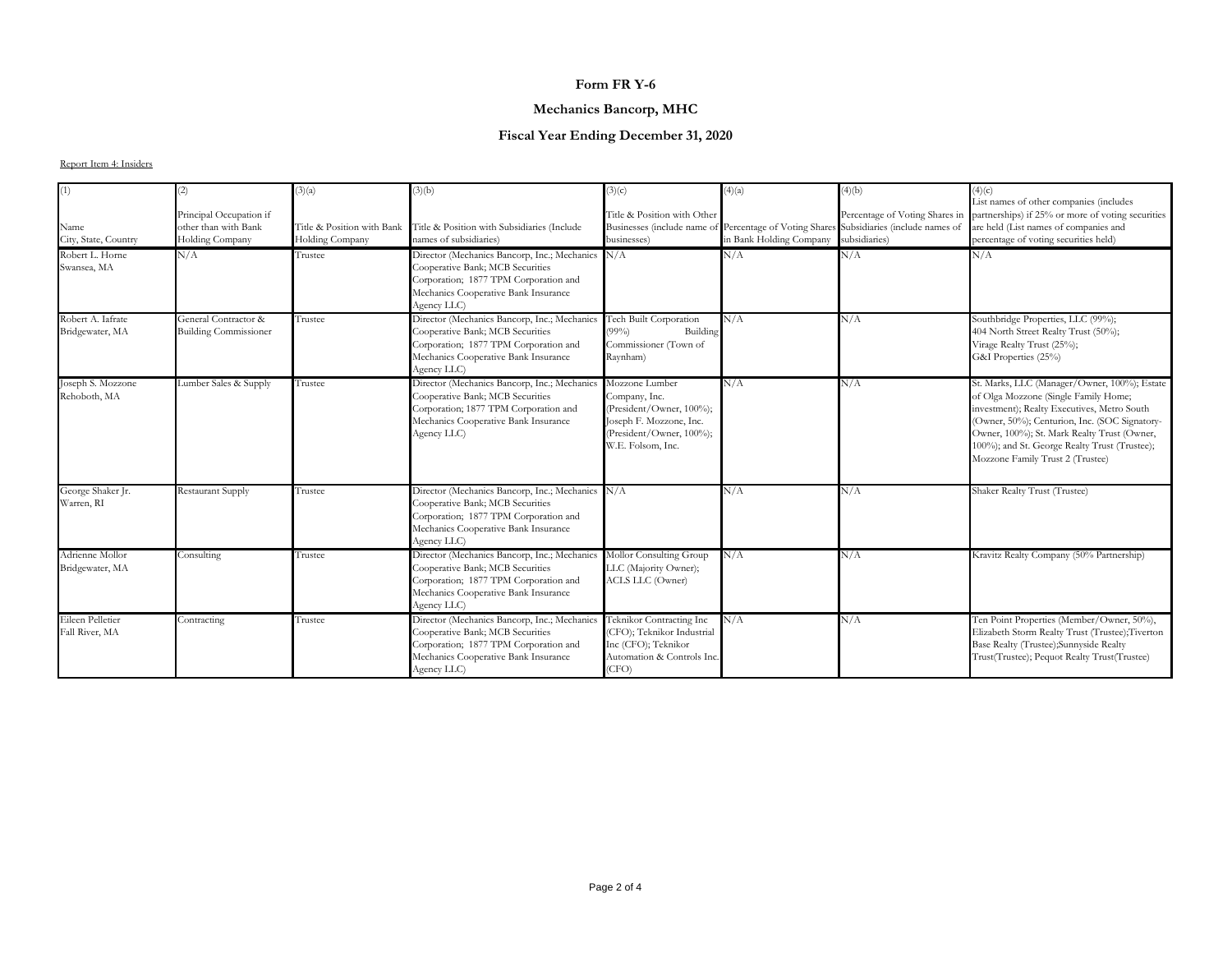**Form FR Y-6**

**Mechanics Bancorp, MHC**

**Fiscal Year Ending December 31, 2020**

Report Item 4: Insiders

| (1)<br>Name<br>City, State, Country | (2)<br>Principal Occupation if other than with Bank Holding Company | (3)(a)<br>Title & Position with Bank Holding Company | (3)(b)<br>Title & Position with Subsidiaries (Include names of subsidiaries) | (3)(c)<br>Title & Position with Other Businesses (include name of businesses) | (4)(a)<br>Percentage of Voting Shares in Bank Holding Company | (4)(b)<br>Percentage of Voting Shares in Subsidiaries (include names of subsidiaries) | (4)(c)<br>List names of other companies (includes partnerships) if 25% or more of voting securities are held (List names of companies and percentage of voting securities held) |
|---|---|---|---|---|---|---|---|
| Robert L. Horne<br>Swansea, MA | N/A | Trustee | Director (Mechanics Bancorp, Inc.; Mechanics Cooperative Bank; MCB Securities Corporation; 1877 TPM Corporation and Mechanics Cooperative Bank Insurance Agency LLC) | N/A | N/A | N/A | N/A |
| Robert A. Iafrate<br>Bridgewater, MA | General Contractor & Building Commissioner | Trustee | Director (Mechanics Bancorp, Inc.; Mechanics Cooperative Bank; MCB Securities Corporation; 1877 TPM Corporation and Mechanics Cooperative Bank Insurance Agency LLC) | Tech Built Corporation (99%) Building Commissioner (Town of Raynham) | N/A | N/A | Southbridge Properties, LLC (99%); 404 North Street Realty Trust (50%); Virage Realty Trust (25%); G&I Properties (25%) |
| Joseph S. Mozzone<br>Rehoboth, MA | Lumber Sales & Supply | Trustee | Director (Mechanics Bancorp, Inc.; Mechanics Cooperative Bank; MCB Securities Corporation; 1877 TPM Corporation and Mechanics Cooperative Bank Insurance Agency LLC) | Mozzone Lumber Company, Inc. (President/Owner, 100%); Joseph F. Mozzone, Inc. (President/Owner, 100%); W.E. Folsom, Inc. | N/A | N/A | St. Marks, LLC (Manager/Owner, 100%); Estate of Olga Mozzone (Single Family Home; investment); Realty Executives, Metro South (Owner, 50%); Centurion, Inc. (SOC Signatory-Owner, 100%); St. Mark Realty Trust (Owner, 100%); and St. George Realty Trust (Trustee); Mozzone Family Trust 2 (Trustee) |
| George Shaker Jr.<br>Warren, RI | Restaurant Supply | Trustee | Director (Mechanics Bancorp, Inc.; Mechanics Cooperative Bank; MCB Securities Corporation; 1877 TPM Corporation and Mechanics Cooperative Bank Insurance Agency LLC) | N/A | N/A | N/A | Shaker Realty Trust (Trustee) |
| Adrienne Mollor<br>Bridgewater, MA | Consulting | Trustee | Director (Mechanics Bancorp, Inc.; Mechanics Cooperative Bank; MCB Securities Corporation; 1877 TPM Corporation and Mechanics Cooperative Bank Insurance Agency LLC) | Mollor Consulting Group LLC (Majority Owner); ACLS LLC (Owner) | N/A | N/A | Kravitz Realty Company (50% Partnership) |
| Eileen Pelletier<br>Fall River, MA | Contracting | Trustee | Director (Mechanics Bancorp, Inc.; Mechanics Cooperative Bank; MCB Securities Corporation; 1877 TPM Corporation and Mechanics Cooperative Bank Insurance Agency LLC) | Teknikor Contracting Inc (CFO); Teknikor Industrial Inc (CFO); Teknikor Automation & Controls Inc. (CFO) | N/A | N/A | Ten Point Properties (Member/Owner, 50%), Elizabeth Storm Realty Trust (Trustee);Tiverton Base Realty (Trustee);Sunnyside Realty Trust(Trustee); Pequot Realty Trust(Trustee) |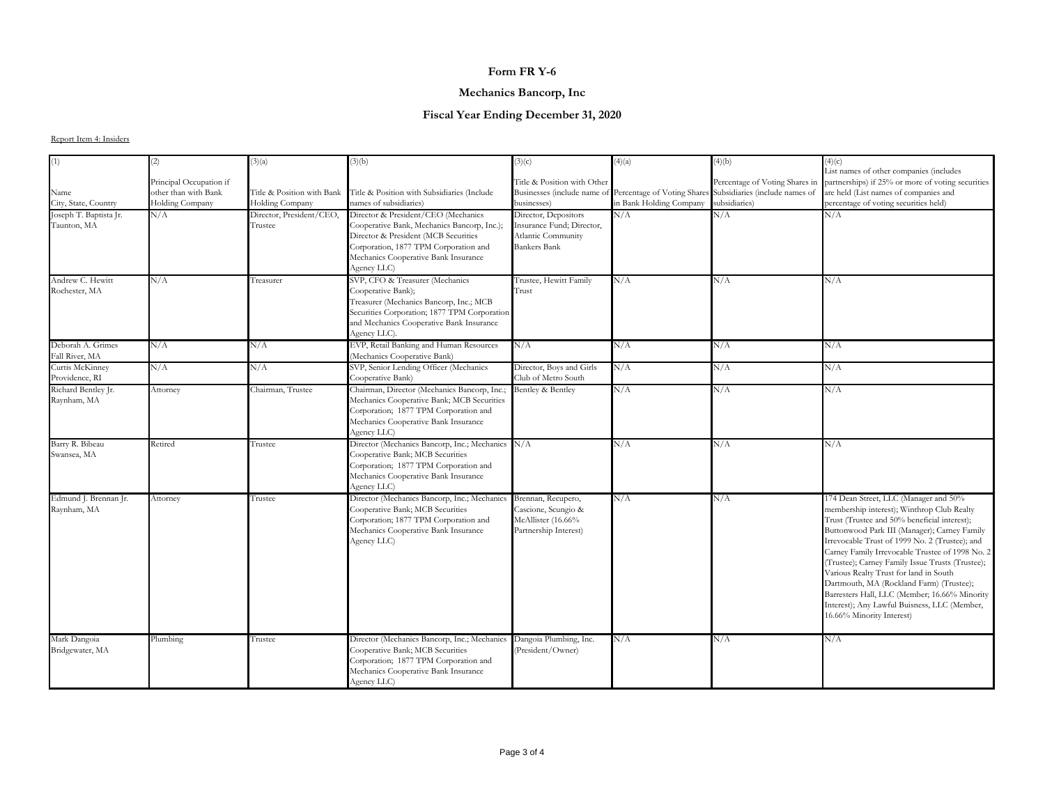# Form FR Y-6

## Mechanics Bancorp, Inc

## Fiscal Year Ending December 31, 2020

Report Item 4: Insiders

| (1) Name City, State, Country | (2) Principal Occupation if other than with Bank Holding Company | (3)(a) Title & Position with Bank Holding Company | (3)(b) Title & Position with Subsidiaries (Include names of subsidiaries) | (3)(c) Title & Position with Other Businesses (include name of businesses) | (4)(a) Percentage of Voting Shares in Bank Holding Company | (4)(b) Percentage of Voting Shares in Subsidiaries (include names of subsidiaries) | (4)(c) List names of other companies (includes partnerships) if 25% or more of voting securities are held (List names of companies and percentage of voting securities held) |
|---|---|---|---|---|---|---|---|
| Joseph T. Baptista Jr. Taunton, MA | N/A | Director, President/CEO, Trustee | Director & President/CEO (Mechanics Cooperative Bank, Mechanics Bancorp, Inc.); Director & President (MCB Securities Corporation, 1877 TPM Corporation and Mechanics Cooperative Bank Insurance Agency LLC) | Director, Depositors Insurance Fund; Director, Atlantic Community Bankers Bank | N/A | N/A | N/A |
| Andrew C. Hewitt Rochester, MA | N/A | Treasurer | SVP, CFO & Treasurer (Mechanics Cooperative Bank); Treasurer (Mechanics Bancorp, Inc.; MCB Securities Corporation; 1877 TPM Corporation and Mechanics Cooperative Bank Insurance Agency LLC). | Trustee, Hewitt Family Trust | N/A | N/A | N/A |
| Deborah A. Grimes Fall River, MA | N/A | N/A | EVP, Retail Banking and Human Resources (Mechanics Cooperative Bank) | N/A | N/A | N/A | N/A |
| Curtis McKinney Providence, RI | N/A | N/A | SVP, Senior Lending Officer (Mechanics Cooperative Bank) | Director, Boys and Girls Club of Metro South | N/A | N/A | N/A |
| Richard Bentley Jr. Raynham, MA | Attorney | Chairman, Trustee | Chairman, Director (Mechanics Bancorp, Inc.; Mechanics Cooperative Bank; MCB Securities Corporation; 1877 TPM Corporation and Mechanics Cooperative Bank Insurance Agency LLC) | Bentley & Bentley | N/A | N/A | N/A |
| Barry R. Bibeau Swansea, MA | Retired | Trustee | Director (Mechanics Bancorp, Inc.; Mechanics Cooperative Bank; MCB Securities Corporation; 1877 TPM Corporation and Mechanics Cooperative Bank Insurance Agency LLC) | N/A | N/A | N/A | N/A |
| Edmund J. Brennan Jr. Raynham, MA | Attorney | Trustee | Director (Mechanics Bancorp, Inc.; Mechanics Cooperative Bank; MCB Securities Corporation; 1877 TPM Corporation and Mechanics Cooperative Bank Insurance Agency LLC) | Brennan, Recupero, Cascione, Scungio & McAllister (16.66% Partnership Interest) | N/A | N/A | 174 Dean Street, LLC (Manager and 50% membership interest); Winthrop Club Realty Trust (Trustee and 50% beneficial interest); Buttonwood Park III (Manager); Carney Family Irrevocable Trust of 1999 No. 2 (Trustee); and Carney Family Irrevocable Trustee of 1998 No. 2 (Trustee); Carney Family Issue Trusts (Trustee); Various Realty Trust for land in South Dartmouth, MA (Rockland Farm) (Trustee); Barresters Hall, LLC (Member; 16.66% Minority Interest); Any Lawful Buisness, LLC (Member, 16.66% Minority Interest) |
| Mark Dangoia Bridgewater, MA | Plumbing | Trustee | Director (Mechanics Bancorp, Inc.; Mechanics Cooperative Bank; MCB Securities Corporation; 1877 TPM Corporation and Mechanics Cooperative Bank Insurance Agency LLC) | Dangoia Plumbing, Inc. (President/Owner) | N/A | N/A | N/A |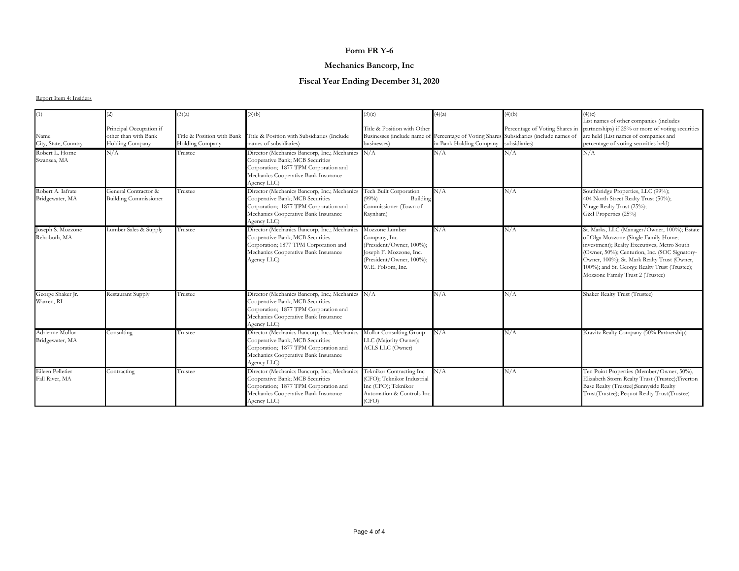**Form FR Y-6**

**Mechanics Bancorp, Inc**

**Fiscal Year Ending December 31, 2020**

Report Item 4: Insiders

| (1)<br>Name<br>City, State, Country | (2)<br>Principal Occupation if other than with Bank Holding Company | (3)(a)<br>Title & Position with Bank Holding Company | (3)(b)<br>Title & Position with Subsidiaries (Include names of subsidiaries) | (3)(c)<br>Title & Position with Other Businesses (include name of businesses) | (4)(a)<br>Percentage of Voting Shares in Bank Holding Company | (4)(b)<br>Percentage of Voting Shares in Subsidiaries (include names of subsidiaries) | (4)(c)<br>List names of other companies (includes partnerships) if 25% or more of voting securities are held (List names of companies and percentage of voting securities held) |
|---|---|---|---|---|---|---|---|
| Robert L. Horne<br>Swansea, MA | N/A | Trustee | Director (Mechanics Bancorp, Inc.; Mechanics Cooperative Bank; MCB Securities Corporation; 1877 TPM Corporation and Mechanics Cooperative Bank Insurance Agency LLC) | N/A | N/A | N/A | N/A |
| Robert A. Iafrate<br>Bridgewater, MA | General Contractor & Building Commissioner | Trustee | Director (Mechanics Bancorp, Inc.; Mechanics Cooperative Bank; MCB Securities Corporation; 1877 TPM Corporation and Mechanics Cooperative Bank Insurance Agency LLC) | Tech Built Corporation (99%) Building Commissioner (Town of Raynham) | N/A | N/A | Southbridge Properties, LLC (99%); 404 North Street Realty Trust (50%); Virage Realty Trust (25%); G&I Properties (25%) |
| Joseph S. Mozzone<br>Rehoboth, MA | Lumber Sales & Supply | Trustee | Director (Mechanics Bancorp, Inc.; Mechanics Cooperative Bank; MCB Securities Corporation; 1877 TPM Corporation and Mechanics Cooperative Bank Insurance Agency LLC) | Mozzone Lumber Company, Inc. (President/Owner, 100%); Joseph F. Mozzone, Inc. (President/Owner, 100%); W.E. Folsom, Inc. | N/A | N/A | St. Marks, LLC (Manager/Owner, 100%); Estate of Olga Mozzone (Single Family Home; investment); Realty Executives, Metro South (Owner, 50%); Centurion, Inc. (SOC Signatory-Owner, 100%); St. Mark Realty Trust (Owner, 100%); and St. George Realty Trust (Trustee); Mozzone Family Trust 2 (Trustee) |
| George Shaker Jr.<br>Warren, RI | Restaurant Supply | Trustee | Director (Mechanics Bancorp, Inc.; Mechanics Cooperative Bank; MCB Securities Corporation; 1877 TPM Corporation and Mechanics Cooperative Bank Insurance Agency LLC) | N/A | N/A | N/A | Shaker Realty Trust (Trustee) |
| Adrienne Mollor<br>Bridgewater, MA | Consulting | Trustee | Director (Mechanics Bancorp, Inc.; Mechanics Cooperative Bank; MCB Securities Corporation; 1877 TPM Corporation and Mechanics Cooperative Bank Insurance Agency LLC) | Mollor Consulting Group LLC (Majority Owner); ACLS LLC (Owner) | N/A | N/A | Kravitz Realty Company (50% Partnership) |
| Eileen Pelletier<br>Fall River, MA | Contracting | Trustee | Director (Mechanics Bancorp, Inc.; Mechanics Cooperative Bank; MCB Securities Corporation; 1877 TPM Corporation and Mechanics Cooperative Bank Insurance Agency LLC) | Teknikor Contracting Inc (CFO); Teknikor Industrial Inc (CFO); Teknikor Automation & Controls Inc. (CFO) | N/A | N/A | Ten Point Properties (Member/Owner, 50%), Elizabeth Storm Realty Trust (Trustee);Tiverton Base Realty (Trustee);Sunnyside Realty Trust(Trustee); Pequot Realty Trust(Trustee) |